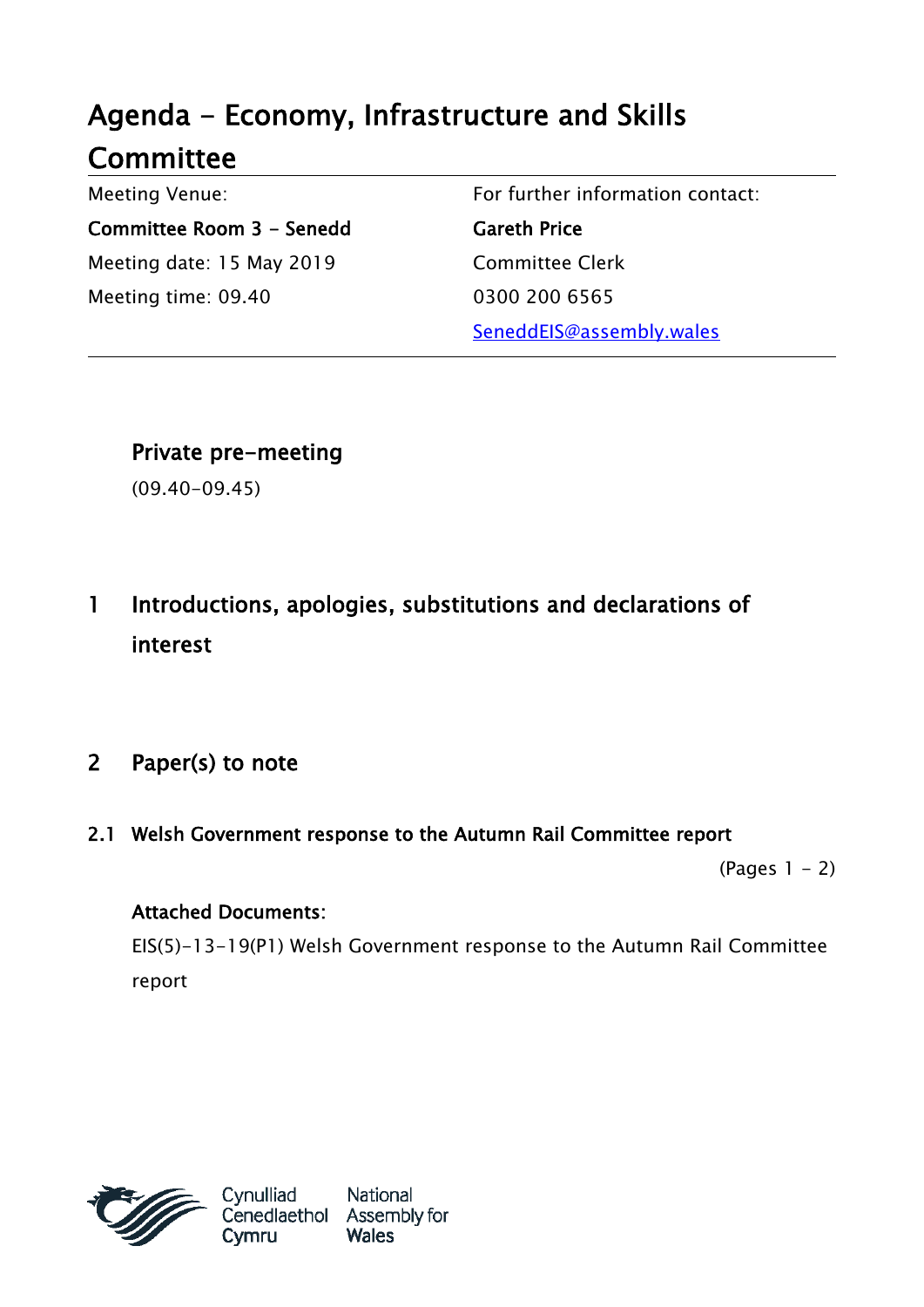# Agenda - Economy, Infrastructure and Skills Committee

| Meeting Venue: | For further information contact: |
|---|---|
| **Committee Room 3 - Senedd** | **Gareth Price** |
| Meeting date: 15 May 2019 | Committee Clerk |
| Meeting time: 09.40 | 0300 200 6565 |
| | SeneddEIS@assembly.wales |

## Private pre-meeting

(09.40-09.45)

## 1 Introductions, apologies, substitutions and declarations of interest

## 2 Paper(s) to note

### 2.1 Welsh Government response to the Autumn Rail Committee report

(Pages 1 - 2)

**Attached Documents:**

EIS(5)-13-19(P1) Welsh Government response to the Autumn Rail Committee report

Cynulliad Cenedlaethol Cymru | National Assembly for Wales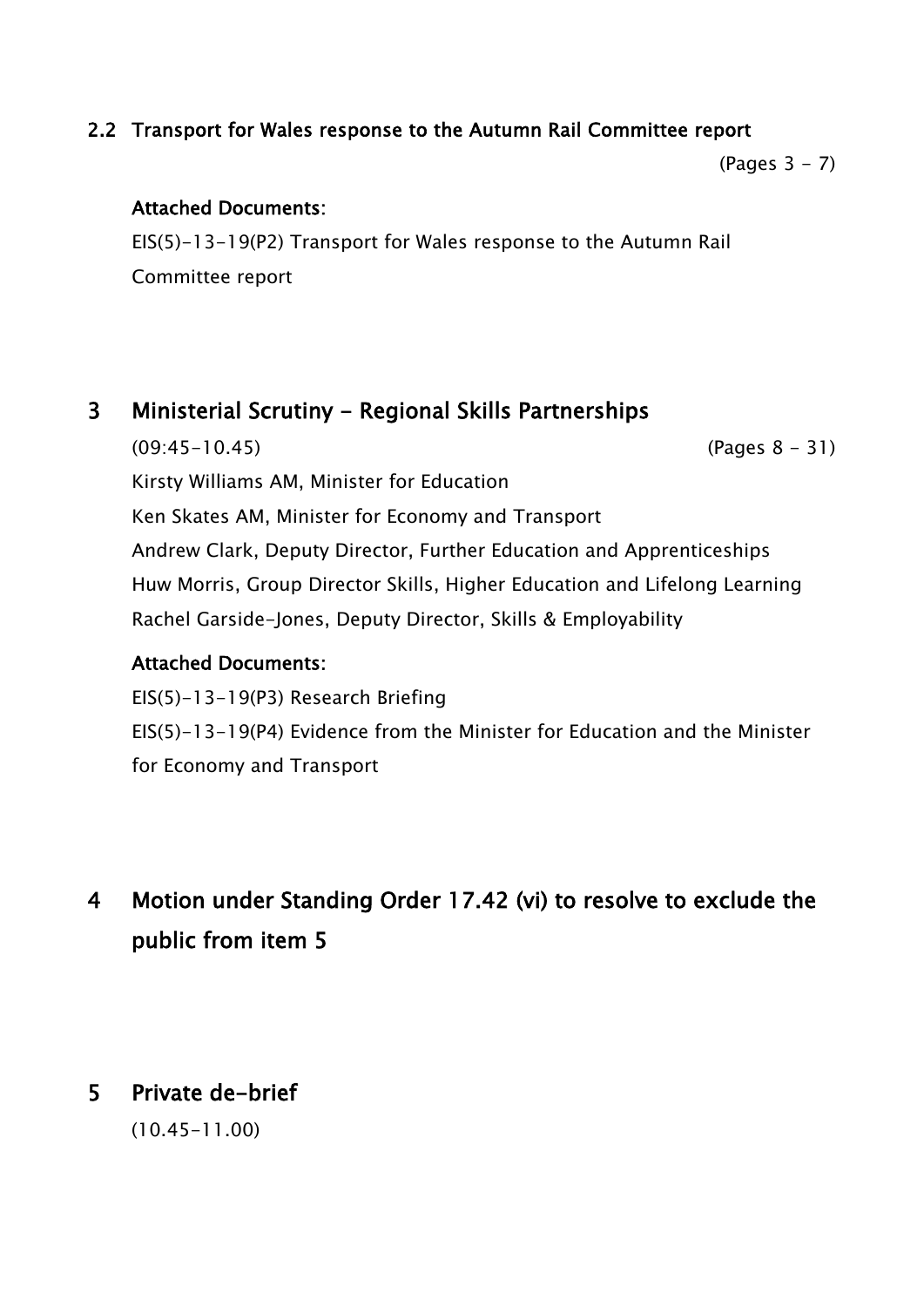### 2.2 Transport for Wales response to the Autumn Rail Committee report

(Pages 3 - 7)

**Attached Documents:**

EIS(5)-13-19(P2) Transport for Wales response to the Autumn Rail Committee report

## 3 Ministerial Scrutiny - Regional Skills Partnerships

(09:45-10.45) (Pages 8 - 31)

Kirsty Williams AM, Minister for Education

Ken Skates AM, Minister for Economy and Transport

Andrew Clark, Deputy Director, Further Education and Apprenticeships

Huw Morris, Group Director Skills, Higher Education and Lifelong Learning

Rachel Garside-Jones, Deputy Director, Skills & Employability

**Attached Documents:**

EIS(5)-13-19(P3) Research Briefing

EIS(5)-13-19(P4) Evidence from the Minister for Education and the Minister for Economy and Transport

## 4 Motion under Standing Order 17.42 (vi) to resolve to exclude the public from item 5

## 5 Private de-brief

(10.45-11.00)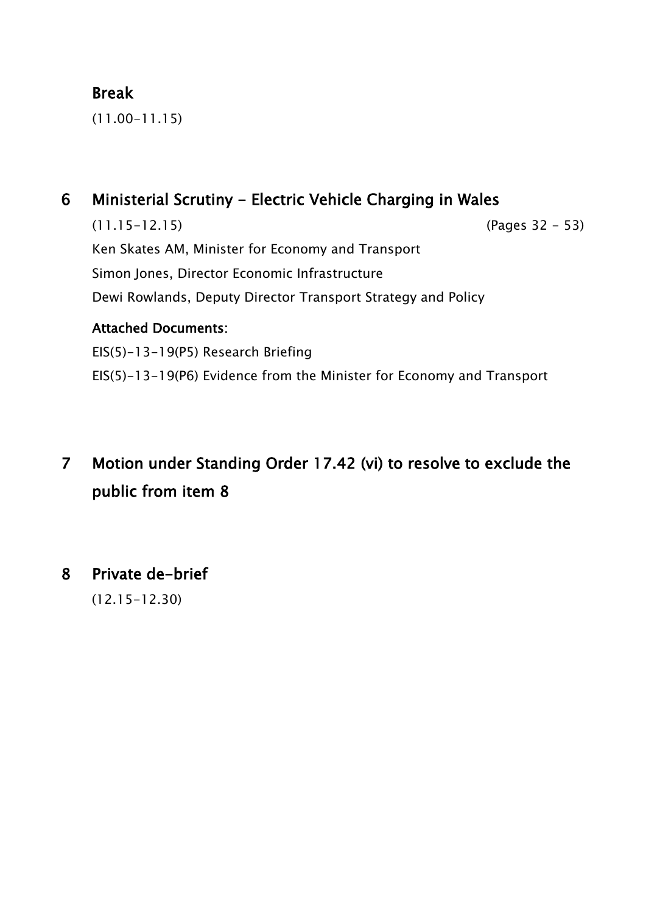## Break

(11.00-11.15)

## 6 Ministerial Scrutiny - Electric Vehicle Charging in Wales

(11.15-12.15) (Pages 32 - 53)

Ken Skates AM, Minister for Economy and Transport

Simon Jones, Director Economic Infrastructure

Dewi Rowlands, Deputy Director Transport Strategy and Policy

**Attached Documents:**

EIS(5)-13-19(P5) Research Briefing

EIS(5)-13-19(P6) Evidence from the Minister for Economy and Transport

## 7 Motion under Standing Order 17.42 (vi) to resolve to exclude the public from item 8

## 8 Private de-brief

(12.15-12.30)